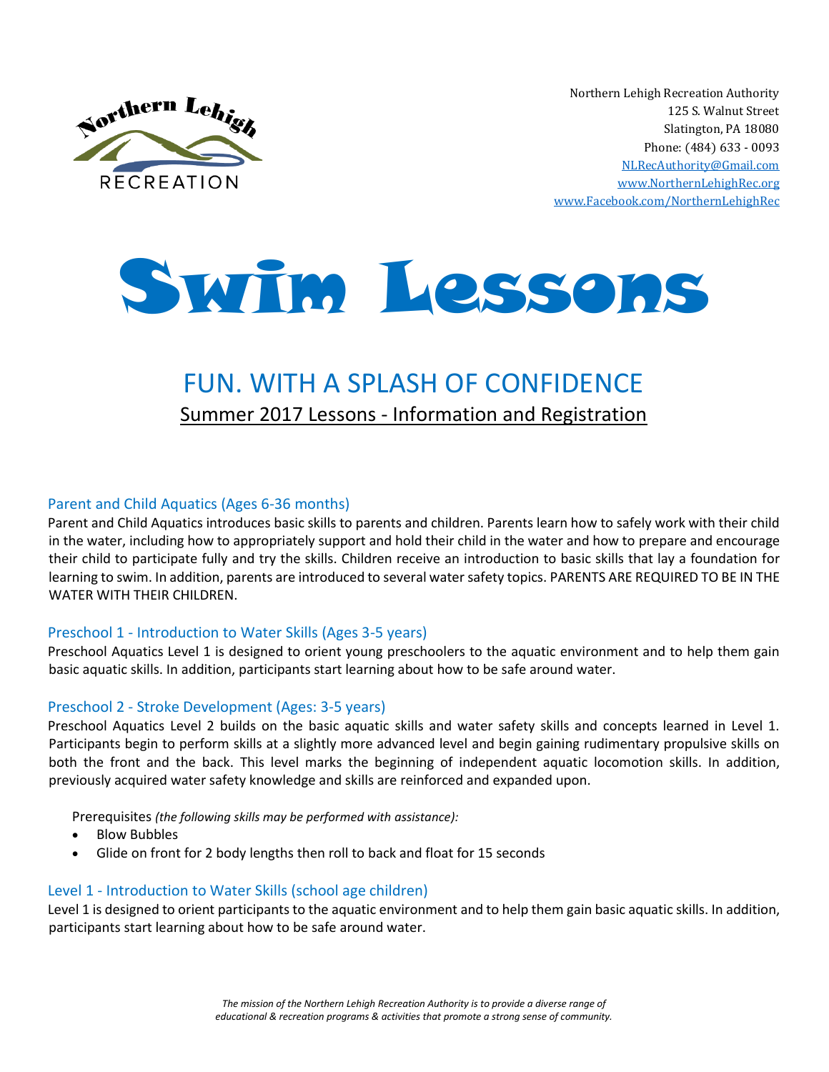Northern Lehigh Recreation Authority
125 S. Walnut Street
Slatington, PA 18080
Phone: (484) 633 - 0093
NLRecAuthority@Gmail.com
www.NorthernLehighRec.org
www.Facebook.com/NorthernLehighRec

# Swim Lessons

## FUN. WITH A SPLASH OF CONFIDENCE

Summer 2017 Lessons - Information and Registration

### Parent and Child Aquatics (Ages 6-36 months)

Parent and Child Aquatics introduces basic skills to parents and children. Parents learn how to safely work with their child in the water, including how to appropriately support and hold their child in the water and how to prepare and encourage their child to participate fully and try the skills. Children receive an introduction to basic skills that lay a foundation for learning to swim. In addition, parents are introduced to several water safety topics. PARENTS ARE REQUIRED TO BE IN THE WATER WITH THEIR CHILDREN.

### Preschool 1 - Introduction to Water Skills (Ages 3-5 years)

Preschool Aquatics Level 1 is designed to orient young preschoolers to the aquatic environment and to help them gain basic aquatic skills. In addition, participants start learning about how to be safe around water.

### Preschool 2 - Stroke Development (Ages: 3-5 years)

Preschool Aquatics Level 2 builds on the basic aquatic skills and water safety skills and concepts learned in Level 1. Participants begin to perform skills at a slightly more advanced level and begin gaining rudimentary propulsive skills on both the front and the back. This level marks the beginning of independent aquatic locomotion skills. In addition, previously acquired water safety knowledge and skills are reinforced and expanded upon.

Prerequisites *(the following skills may be performed with assistance):*

- Blow Bubbles
- Glide on front for 2 body lengths then roll to back and float for 15 seconds

### Level 1 - Introduction to Water Skills (school age children)

Level 1 is designed to orient participants to the aquatic environment and to help them gain basic aquatic skills. In addition, participants start learning about how to be safe around water.

*The mission of the Northern Lehigh Recreation Authority is to provide a diverse range of educational & recreation programs & activities that promote a strong sense of community.*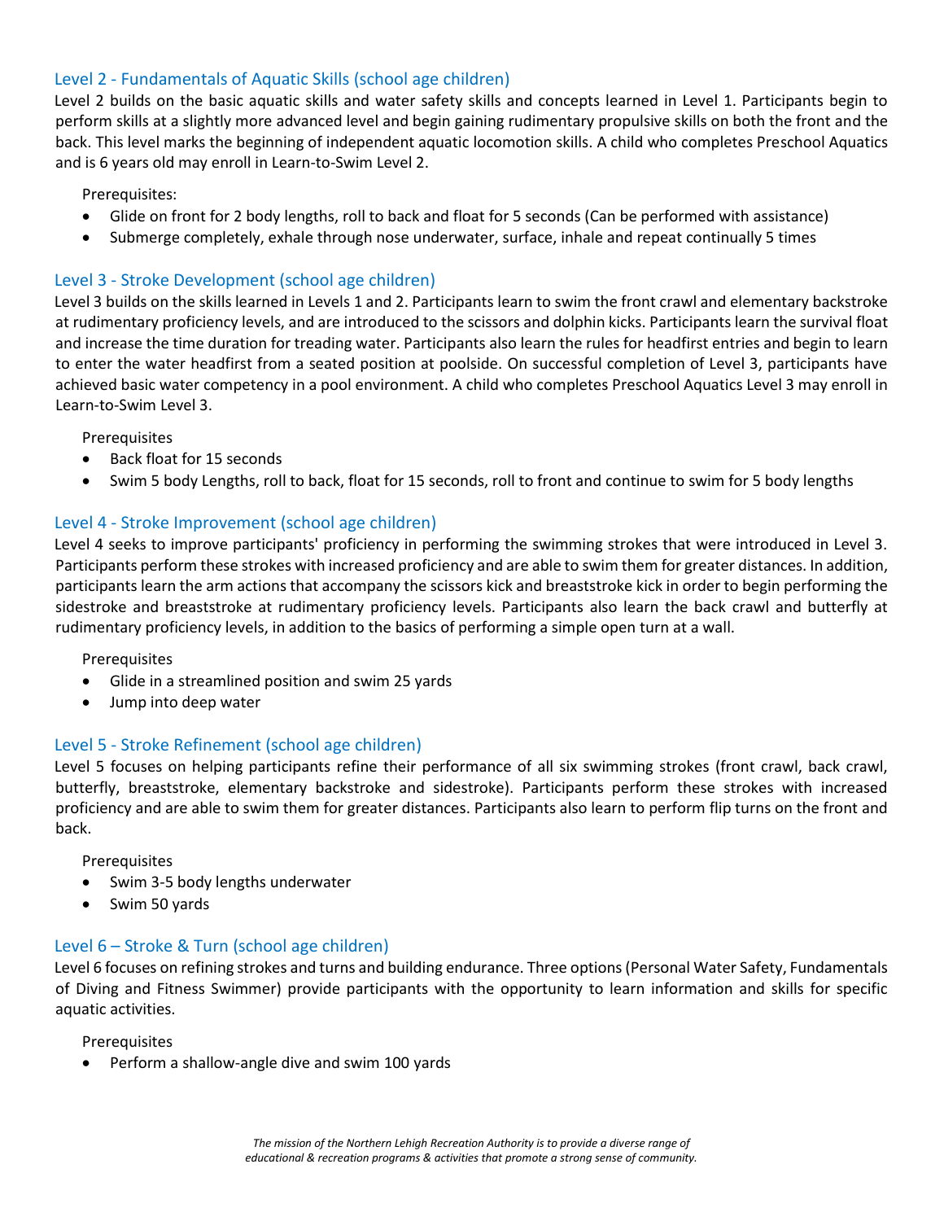## Level 2 - Fundamentals of Aquatic Skills (school age children)

Level 2 builds on the basic aquatic skills and water safety skills and concepts learned in Level 1. Participants begin to perform skills at a slightly more advanced level and begin gaining rudimentary propulsive skills on both the front and the back. This level marks the beginning of independent aquatic locomotion skills. A child who completes Preschool Aquatics and is 6 years old may enroll in Learn-to-Swim Level 2.

Prerequisites:

- Glide on front for 2 body lengths, roll to back and float for 5 seconds (Can be performed with assistance)
- Submerge completely, exhale through nose underwater, surface, inhale and repeat continually 5 times

## Level 3 - Stroke Development (school age children)

Level 3 builds on the skills learned in Levels 1 and 2. Participants learn to swim the front crawl and elementary backstroke at rudimentary proficiency levels, and are introduced to the scissors and dolphin kicks. Participants learn the survival float and increase the time duration for treading water. Participants also learn the rules for headfirst entries and begin to learn to enter the water headfirst from a seated position at poolside. On successful completion of Level 3, participants have achieved basic water competency in a pool environment. A child who completes Preschool Aquatics Level 3 may enroll in Learn-to-Swim Level 3.

Prerequisites

- Back float for 15 seconds
- Swim 5 body Lengths, roll to back, float for 15 seconds, roll to front and continue to swim for 5 body lengths

## Level 4 - Stroke Improvement (school age children)

Level 4 seeks to improve participants' proficiency in performing the swimming strokes that were introduced in Level 3. Participants perform these strokes with increased proficiency and are able to swim them for greater distances. In addition, participants learn the arm actions that accompany the scissors kick and breaststroke kick in order to begin performing the sidestroke and breaststroke at rudimentary proficiency levels. Participants also learn the back crawl and butterfly at rudimentary proficiency levels, in addition to the basics of performing a simple open turn at a wall.

Prerequisites

- Glide in a streamlined position and swim 25 yards
- Jump into deep water

## Level 5 - Stroke Refinement (school age children)

Level 5 focuses on helping participants refine their performance of all six swimming strokes (front crawl, back crawl, butterfly, breaststroke, elementary backstroke and sidestroke). Participants perform these strokes with increased proficiency and are able to swim them for greater distances. Participants also learn to perform flip turns on the front and back.

Prerequisites

- Swim 3-5 body lengths underwater
- Swim 50 yards

## Level 6 – Stroke & Turn (school age children)

Level 6 focuses on refining strokes and turns and building endurance. Three options (Personal Water Safety, Fundamentals of Diving and Fitness Swimmer) provide participants with the opportunity to learn information and skills for specific aquatic activities.

Prerequisites

- Perform a shallow-angle dive and swim 100 yards

*The mission of the Northern Lehigh Recreation Authority is to provide a diverse range of educational & recreation programs & activities that promote a strong sense of community.*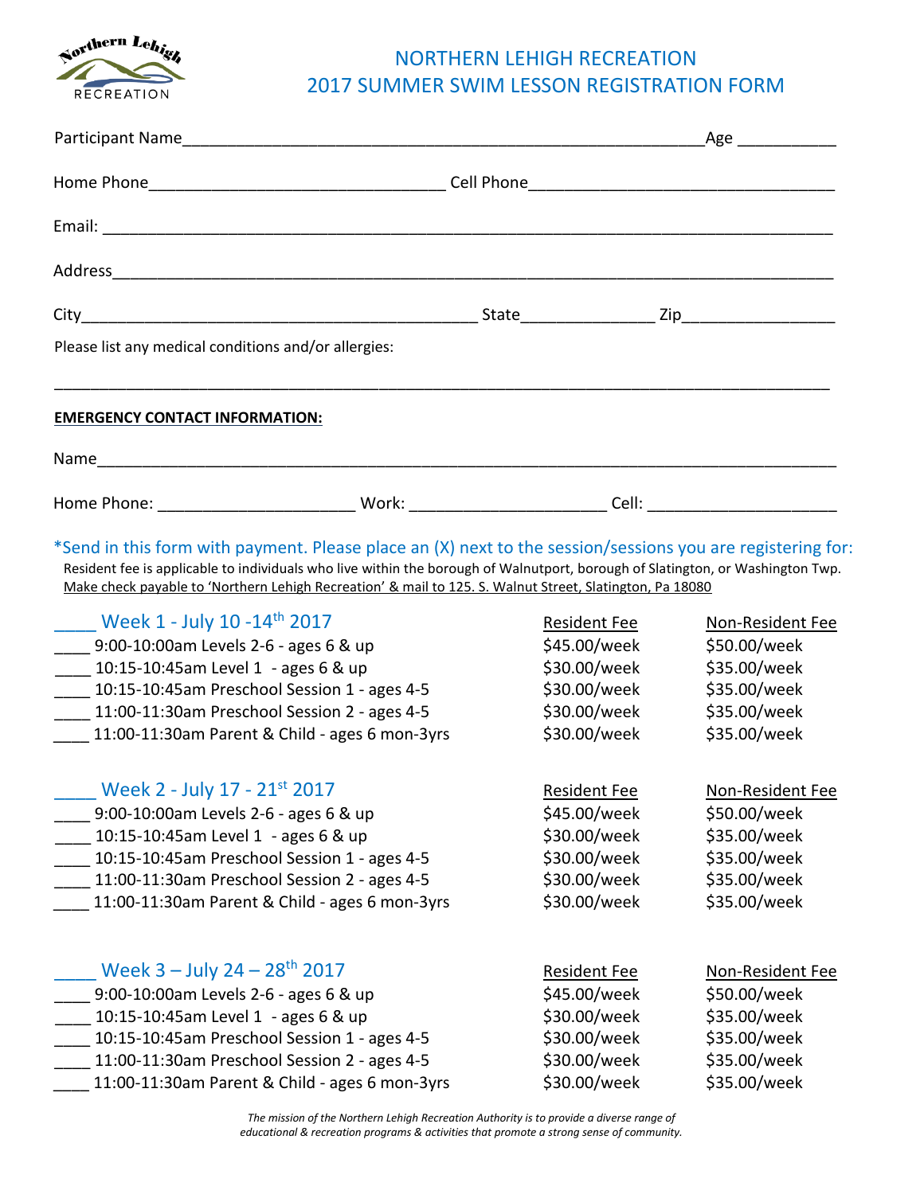Northern Lehigh RECREATION

# NORTHERN LEHIGH RECREATION
# 2017 SUMMER SWIM LESSON REGISTRATION FORM

Participant Name_______________________________________________________________Age ___________

Home Phone________________________________ Cell Phone_________________________________

Email: ______________________________________________________________________________

Address_____________________________________________________________________________

City____________________________________________ State______________ Zip________________

Please list any medical conditions and/or allergies:

_____________________________________________________________________________________

**EMERGENCY CONTACT INFORMATION:**

Name________________________________________________________________________________

Home Phone: _____________________ Work: _____________________ Cell: _____________________

*Send in this form with payment. Please place an (X) next to the session/sessions you are registering for:

Resident fee is applicable to individuals who live within the borough of Walnutport, borough of Slatington, or Washington Twp.

Make check payable to 'Northern Lehigh Recreation' & mail to 125. S. Walnut Street, Slatington, Pa 18080

| ____ Week 1 - July 10 -14th 2017 | Resident Fee | Non-Resident Fee |
|---|---|---|
| ____ 9:00-10:00am Levels 2-6 - ages 6 & up | $45.00/week | $50.00/week |
| ____ 10:15-10:45am Level 1 - ages 6 & up | $30.00/week | $35.00/week |
| ____ 10:15-10:45am Preschool Session 1 - ages 4-5 | $30.00/week | $35.00/week |
| ____ 11:00-11:30am Preschool Session 2 - ages 4-5 | $30.00/week | $35.00/week |
| ____ 11:00-11:30am Parent & Child - ages 6 mon-3yrs | $30.00/week | $35.00/week |

| ____ Week 2 - July 17 - 21st 2017 | Resident Fee | Non-Resident Fee |
|---|---|---|
| ____ 9:00-10:00am Levels 2-6 - ages 6 & up | $45.00/week | $50.00/week |
| ____ 10:15-10:45am Level 1 - ages 6 & up | $30.00/week | $35.00/week |
| ____ 10:15-10:45am Preschool Session 1 - ages 4-5 | $30.00/week | $35.00/week |
| ____ 11:00-11:30am Preschool Session 2 - ages 4-5 | $30.00/week | $35.00/week |
| ____ 11:00-11:30am Parent & Child - ages 6 mon-3yrs | $30.00/week | $35.00/week |

| ____ Week 3 – July 24 – 28th 2017 | Resident Fee | Non-Resident Fee |
|---|---|---|
| ____ 9:00-10:00am Levels 2-6 - ages 6 & up | $45.00/week | $50.00/week |
| ____ 10:15-10:45am Level 1 - ages 6 & up | $30.00/week | $35.00/week |
| ____ 10:15-10:45am Preschool Session 1 - ages 4-5 | $30.00/week | $35.00/week |
| ____ 11:00-11:30am Preschool Session 2 - ages 4-5 | $30.00/week | $35.00/week |
| ____ 11:00-11:30am Parent & Child - ages 6 mon-3yrs | $30.00/week | $35.00/week |

*The mission of the Northern Lehigh Recreation Authority is to provide a diverse range of educational & recreation programs & activities that promote a strong sense of community.*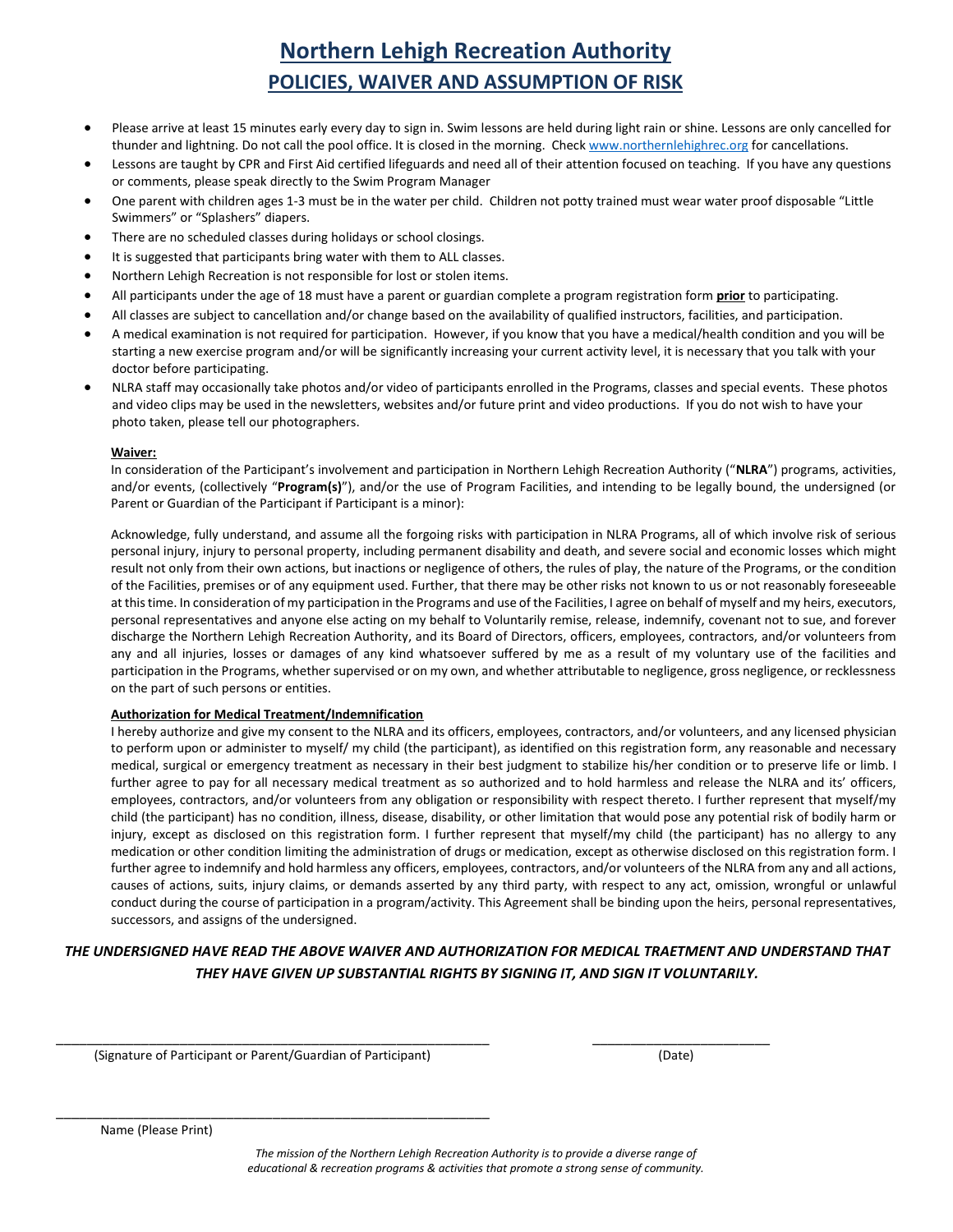# Northern Lehigh Recreation Authority

## POLICIES, WAIVER AND ASSUMPTION OF RISK

- Please arrive at least 15 minutes early every day to sign in. Swim lessons are held during light rain or shine. Lessons are only cancelled for thunder and lightning. Do not call the pool office. It is closed in the morning. Check www.northernlehighrec.org for cancellations.
- Lessons are taught by CPR and First Aid certified lifeguards and need all of their attention focused on teaching. If you have any questions or comments, please speak directly to the Swim Program Manager
- One parent with children ages 1-3 must be in the water per child. Children not potty trained must wear water proof disposable "Little Swimmers" or "Splashers" diapers.
- There are no scheduled classes during holidays or school closings.
- It is suggested that participants bring water with them to ALL classes.
- Northern Lehigh Recreation is not responsible for lost or stolen items.
- All participants under the age of 18 must have a parent or guardian complete a program registration form **prior** to participating.
- All classes are subject to cancellation and/or change based on the availability of qualified instructors, facilities, and participation.
- A medical examination is not required for participation. However, if you know that you have a medical/health condition and you will be starting a new exercise program and/or will be significantly increasing your current activity level, it is necessary that you talk with your doctor before participating.
- NLRA staff may occasionally take photos and/or video of participants enrolled in the Programs, classes and special events. These photos and video clips may be used in the newsletters, websites and/or future print and video productions. If you do not wish to have your photo taken, please tell our photographers.

**Waiver:**

In consideration of the Participant's involvement and participation in Northern Lehigh Recreation Authority ("**NLRA**") programs, activities, and/or events, (collectively "**Program(s)**"), and/or the use of Program Facilities, and intending to be legally bound, the undersigned (or Parent or Guardian of the Participant if Participant is a minor):

Acknowledge, fully understand, and assume all the forgoing risks with participation in NLRA Programs, all of which involve risk of serious personal injury, injury to personal property, including permanent disability and death, and severe social and economic losses which might result not only from their own actions, but inactions or negligence of others, the rules of play, the nature of the Programs, or the condition of the Facilities, premises or of any equipment used. Further, that there may be other risks not known to us or not reasonably foreseeable at this time. In consideration of my participation in the Programs and use of the Facilities, I agree on behalf of myself and my heirs, executors, personal representatives and anyone else acting on my behalf to Voluntarily remise, release, indemnify, covenant not to sue, and forever discharge the Northern Lehigh Recreation Authority, and its Board of Directors, officers, employees, contractors, and/or volunteers from any and all injuries, losses or damages of any kind whatsoever suffered by me as a result of my voluntary use of the facilities and participation in the Programs, whether supervised or on my own, and whether attributable to negligence, gross negligence, or recklessness on the part of such persons or entities.

**Authorization for Medical Treatment/Indemnification**

I hereby authorize and give my consent to the NLRA and its officers, employees, contractors, and/or volunteers, and any licensed physician to perform upon or administer to myself/ my child (the participant), as identified on this registration form, any reasonable and necessary medical, surgical or emergency treatment as necessary in their best judgment to stabilize his/her condition or to preserve life or limb. I further agree to pay for all necessary medical treatment as so authorized and to hold harmless and release the NLRA and its' officers, employees, contractors, and/or volunteers from any obligation or responsibility with respect thereto. I further represent that myself/my child (the participant) has no condition, illness, disease, disability, or other limitation that would pose any potential risk of bodily harm or injury, except as disclosed on this registration form. I further represent that myself/my child (the participant) has no allergy to any medication or other condition limiting the administration of drugs or medication, except as otherwise disclosed on this registration form. I further agree to indemnify and hold harmless any officers, employees, contractors, and/or volunteers of the NLRA from any and all actions, causes of actions, suits, injury claims, or demands asserted by any third party, with respect to any act, omission, wrongful or unlawful conduct during the course of participation in a program/activity. This Agreement shall be binding upon the heirs, personal representatives, successors, and assigns of the undersigned.

***THE UNDERSIGNED HAVE READ THE ABOVE WAIVER AND AUTHORIZATION FOR MEDICAL TRAETMENT AND UNDERSTAND THAT THEY HAVE GIVEN UP SUBSTANTIAL RIGHTS BY SIGNING IT, AND SIGN IT VOLUNTARILY.***

\_\_\_\_\_\_\_\_\_\_\_\_\_\_\_\_\_\_\_\_\_\_\_\_\_\_\_\_\_\_\_\_\_\_\_\_\_\_\_\_ \_\_\_\_\_\_\_\_\_\_\_\_\_\_\_\_\_\_\_\_

(Signature of Participant or Parent/Guardian of Participant) (Date)

\_\_\_\_\_\_\_\_\_\_\_\_\_\_\_\_\_\_\_\_\_\_\_\_\_\_\_\_\_\_\_\_\_\_\_\_\_\_\_\_

Name (Please Print)

*The mission of the Northern Lehigh Recreation Authority is to provide a diverse range of educational & recreation programs & activities that promote a strong sense of community.*